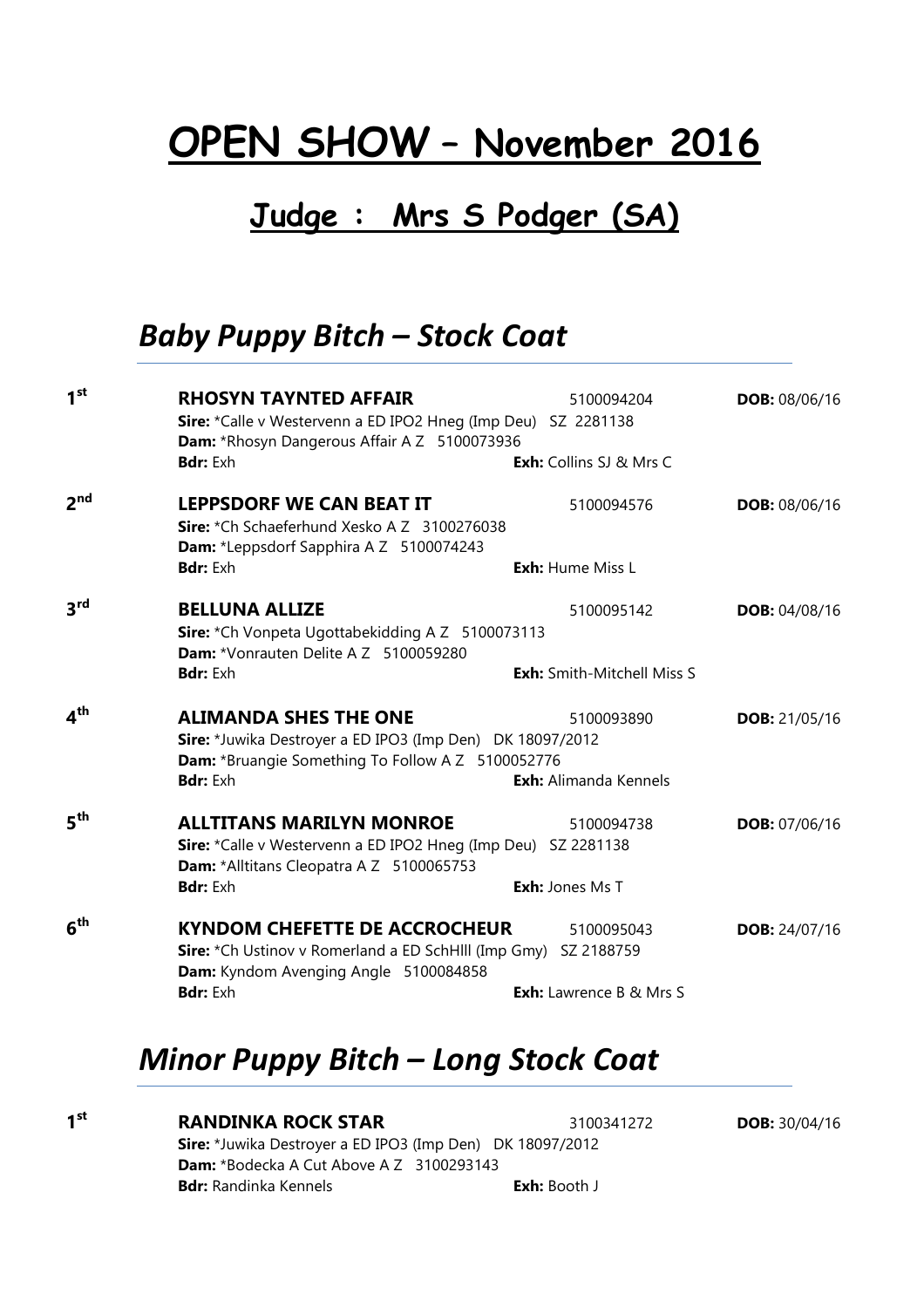# OPEN SHOW – November 2016

## Judge : Mrs S Podger (SA)

## *Baby Puppy Bitch – Stock Coat*

**1st** **RHOSYN TAYNTED AFFAIR** 5100094204 **DOB:** 08/06/16
**Sire:** *Calle v Westervenn a ED IPO2 Hneg (Imp Deu) SZ 2281138
**Dam:** *Rhosyn Dangerous Affair A Z 5100073936
**Bdr:** Exh **Exh:** Collins SJ & Mrs C

**2nd** **LEPPSDORF WE CAN BEAT IT** 5100094576 **DOB:** 08/06/16
**Sire:** *Ch Schaeferhund Xesko A Z 3100276038
**Dam:** *Leppsdorf Sapphira A Z 5100074243
**Bdr:** Exh **Exh:** Hume Miss L

**3rd** **BELLUNA ALLIZE** 5100095142 **DOB:** 04/08/16
**Sire:** *Ch Vonpeta Ugottabekidding A Z 5100073113
**Dam:** *Vonrauten Delite A Z 5100059280
**Bdr:** Exh **Exh:** Smith-Mitchell Miss S

**4th** **ALIMANDA SHES THE ONE** 5100093890 **DOB:** 21/05/16
**Sire:** *Juwika Destroyer a ED IPO3 (Imp Den) DK 18097/2012
**Dam:** *Bruangie Something To Follow A Z 5100052776
**Bdr:** Exh **Exh:** Alimanda Kennels

**5th** **ALLTITANS MARILYN MONROE** 5100094738 **DOB:** 07/06/16
**Sire:** *Calle v Westervenn a ED IPO2 Hneg (Imp Deu) SZ 2281138
**Dam:** *Alltitans Cleopatra A Z 5100065753
**Bdr:** Exh **Exh:** Jones Ms T

**6th** **KYNDOM CHEFETTE DE ACCROCHEUR** 5100095043 **DOB:** 24/07/16
**Sire:** *Ch Ustinov v Romerland a ED SchHIII (Imp Gmy) SZ 2188759
**Dam:** Kyndom Avenging Angle 5100084858
**Bdr:** Exh **Exh:** Lawrence B & Mrs S

## *Minor Puppy Bitch – Long Stock Coat*

**1st** **RANDINKA ROCK STAR** 3100341272 **DOB:** 30/04/16
**Sire:** *Juwika Destroyer a ED IPO3 (Imp Den) DK 18097/2012
**Dam:** *Bodecka A Cut Above A Z 3100293143
**Bdr:** Randinka Kennels **Exh:** Booth J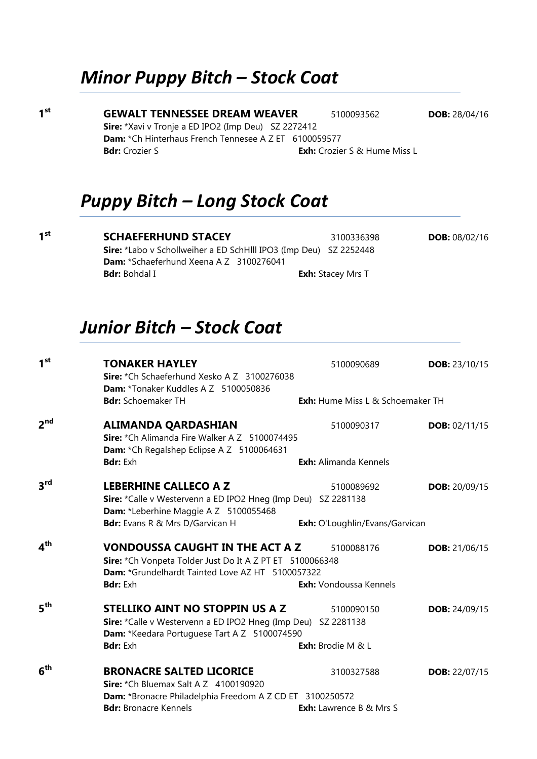## *Minor Puppy Bitch – Stock Coat*

**1st** **GEWALT TENNESSEE DREAM WEAVER** 5100093562 **DOB:** 28/04/16
**Sire:** *Xavi v Tronje a ED IPO2 (Imp Deu) SZ 2272412
**Dam:** *Ch Hinterhaus French Tennesee A Z ET 6100059577
**Bdr:** Crozier S **Exh:** Crozier S & Hume Miss L

## *Puppy Bitch – Long Stock Coat*

**1st** **SCHAEFERHUND STACEY** 3100336398 **DOB:** 08/02/16
**Sire:** *Labo v Schollweiher a ED SchHlll IPO3 (Imp Deu) SZ 2252448
**Dam:** *Schaeferhund Xeena A Z 3100276041
**Bdr:** Bohdal I **Exh:** Stacey Mrs T

## *Junior Bitch – Stock Coat*

**1st** **TONAKER HAYLEY** 5100090689 **DOB:** 23/10/15
**Sire:** *Ch Schaeferhund Xesko A Z 3100276038
**Dam:** *Tonaker Kuddles A Z 5100050836
**Bdr:** Schoemaker TH **Exh:** Hume Miss L & Schoemaker TH

**2nd** **ALIMANDA QARDASHIAN** 5100090317 **DOB:** 02/11/15
**Sire:** *Ch Alimanda Fire Walker A Z 5100074495
**Dam:** *Ch Regalshep Eclipse A Z 5100064631
**Bdr:** Exh **Exh:** Alimanda Kennels

**3rd** **LEBERHINE CALLECO A Z** 5100089692 **DOB:** 20/09/15
**Sire:** *Calle v Westervenn a ED IPO2 Hneg (Imp Deu) SZ 2281138
**Dam:** *Leberhine Maggie A Z 5100055468
**Bdr:** Evans R & Mrs D/Garvican H **Exh:** O'Loughlin/Evans/Garvican

**4th** **VONDOUSSA CAUGHT IN THE ACT A Z** 5100088176 **DOB:** 21/06/15
**Sire:** *Ch Vonpeta Tolder Just Do It A Z PT ET 5100066348
**Dam:** *Grundelhardt Tainted Love AZ HT 5100057322
**Bdr:** Exh **Exh:** Vondoussa Kennels

**5th** **STELLIKO AINT NO STOPPIN US A Z** 5100090150 **DOB:** 24/09/15
**Sire:** *Calle v Westervenn a ED IPO2 Hneg (Imp Deu) SZ 2281138
**Dam:** *Keedara Portuguese Tart A Z 5100074590
**Bdr:** Exh **Exh:** Brodie M & L

**6th** **BRONACRE SALTED LICORICE** 3100327588 **DOB:** 22/07/15
**Sire:** *Ch Bluemax Salt A Z 4100190920
**Dam:** *Bronacre Philadelphia Freedom A Z CD ET 3100250572
**Bdr:** Bronacre Kennels **Exh:** Lawrence B & Mrs S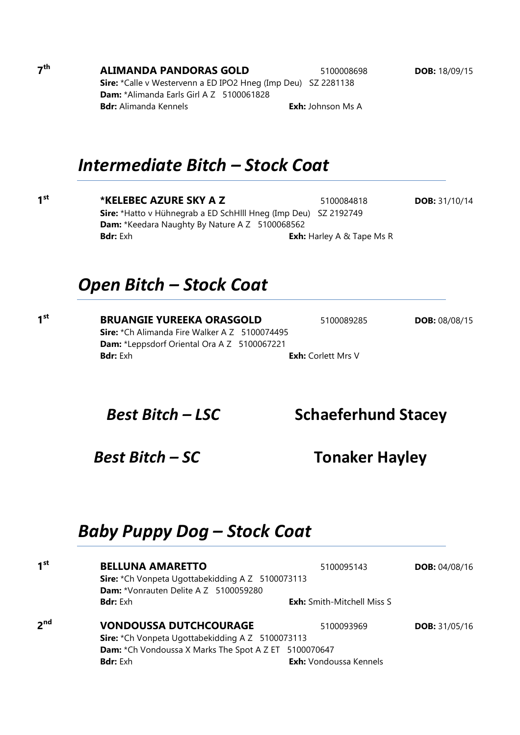7th **ALIMANDA PANDORAS GOLD** 5100008698 **DOB:** 18/09/15
**Sire:** *Calle v Westervenn a ED IPO2 Hneg (Imp Deu) SZ 2281138
**Dam:** *Alimanda Earls Girl A Z 5100061828
**Bdr:** Alimanda Kennels **Exh:** Johnson Ms A

## *Intermediate Bitch – Stock Coat*

1st **\*KELEBEC AZURE SKY A Z** 5100084818 **DOB:** 31/10/14
**Sire:** *Hatto v Hühnegrab a ED SchHIII Hneg (Imp Deu) SZ 2192749
**Dam:** *Keedara Naughty By Nature A Z 5100068562
**Bdr:** Exh **Exh:** Harley A & Tape Ms R

## *Open Bitch – Stock Coat*

1st **BRUANGIE YUREEKA ORASGOLD** 5100089285 **DOB:** 08/08/15
**Sire:** *Ch Alimanda Fire Walker A Z 5100074495
**Dam:** *Leppsdorf Oriental Ora A Z 5100067221
**Bdr:** Exh **Exh:** Corlett Mrs V

### *Best Bitch – LSC* **Schaeferhund Stacey**

### *Best Bitch – SC* **Tonaker Hayley**

## *Baby Puppy Dog – Stock Coat*

1st **BELLUNA AMARETTO** 5100095143 **DOB:** 04/08/16
**Sire:** *Ch Vonpeta Ugottabekidding A Z 5100073113
**Dam:** *Vonrauten Delite A Z 5100059280
**Bdr:** Exh **Exh:** Smith-Mitchell Miss S

2nd **VONDOUSSA DUTCHCOURAGE** 5100093969 **DOB:** 31/05/16
**Sire:** *Ch Vonpeta Ugottabekidding A Z 5100073113
**Dam:** *Ch Vondoussa X Marks The Spot A Z ET 5100070647
**Bdr:** Exh **Exh:** Vondoussa Kennels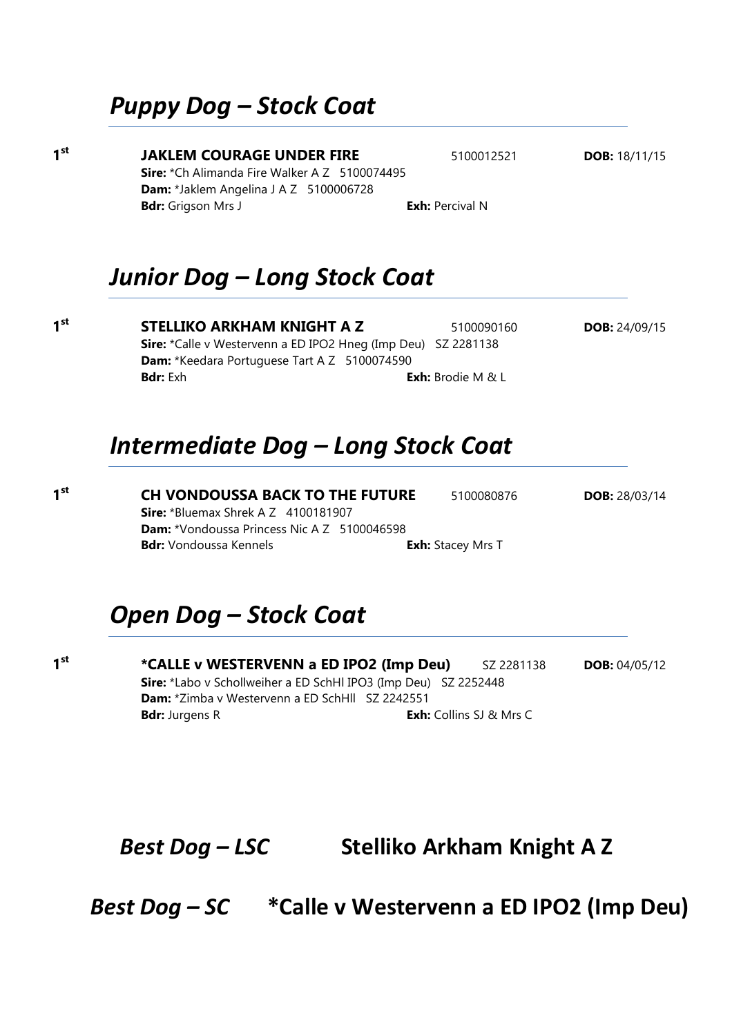## *Puppy Dog – Stock Coat*

1st **JAKLEM COURAGE UNDER FIRE** 5100012521 **DOB:** 18/11/15
**Sire:** *Ch Alimanda Fire Walker A Z 5100074495
**Dam:** *Jaklem Angelina J A Z 5100006728
**Bdr:** Grigson Mrs J **Exh:** Percival N

## *Junior Dog – Long Stock Coat*

1st **STELLIKO ARKHAM KNIGHT A Z** 5100090160 **DOB:** 24/09/15
**Sire:** *Calle v Westervenn a ED IPO2 Hneg (Imp Deu) SZ 2281138
**Dam:** *Keedara Portuguese Tart A Z 5100074590
**Bdr:** Exh **Exh:** Brodie M & L

## *Intermediate Dog – Long Stock Coat*

1st **CH VONDOUSSA BACK TO THE FUTURE** 5100080876 **DOB:** 28/03/14
**Sire:** *Bluemax Shrek A Z 4100181907
**Dam:** *Vondoussa Princess Nic A Z 5100046598
**Bdr:** Vondoussa Kennels **Exh:** Stacey Mrs T

## *Open Dog – Stock Coat*

1st ***CALLE v WESTERVENN a ED IPO2 (Imp Deu)** SZ 2281138 **DOB:** 04/05/12
**Sire:** *Labo v Schollweiher a ED SchHl IPO3 (Imp Deu) SZ 2252448
**Dam:** *Zimba v Westervenn a ED SchHll SZ 2242551
**Bdr:** Jurgens R **Exh:** Collins SJ & Mrs C

***Best Dog – LSC*** **Stelliko Arkham Knight A Z**

***Best Dog – SC*** ***Calle v Westervenn a ED IPO2 (Imp Deu)**